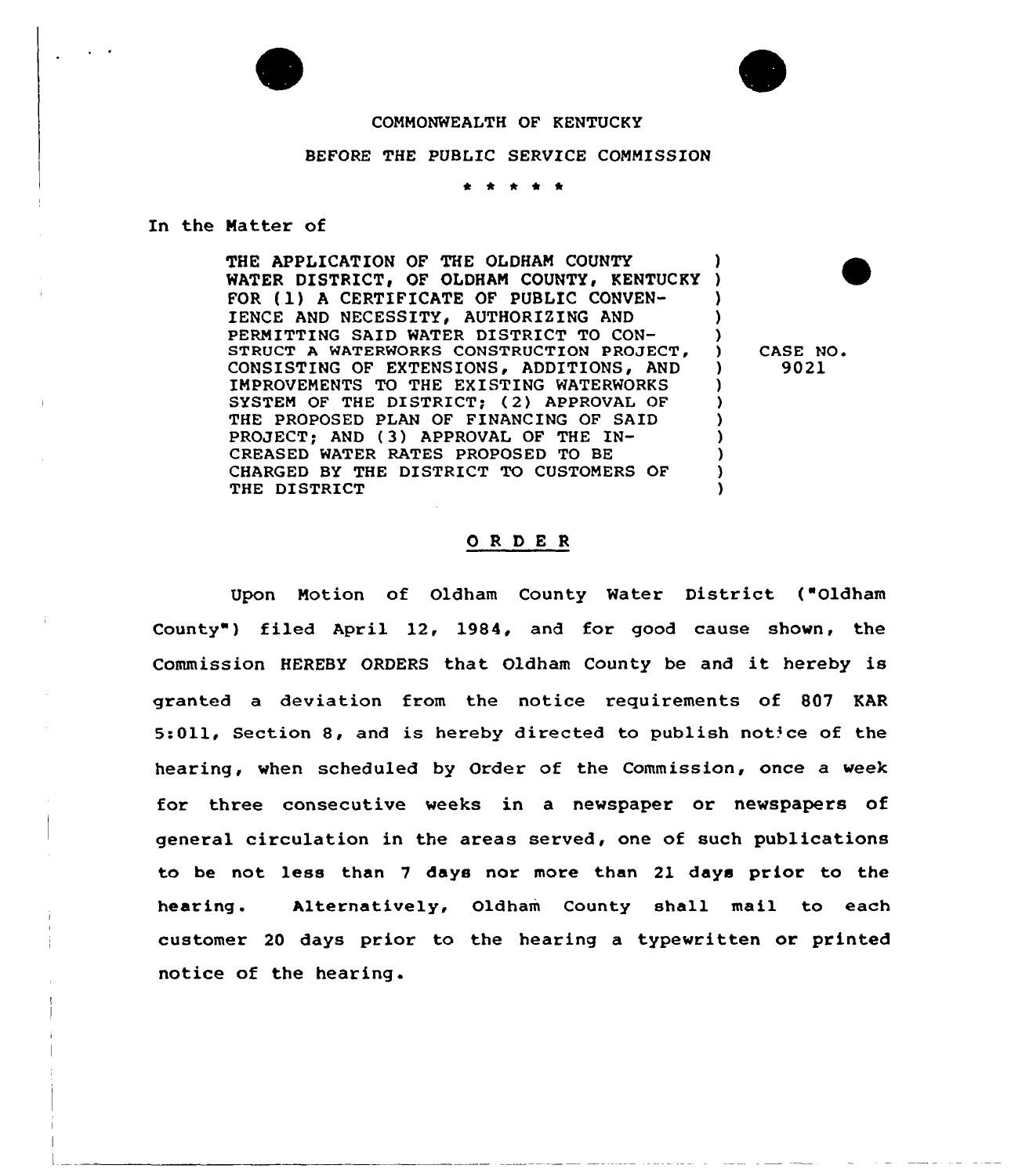COMMONWEALTH OF KENTUCKY

BEFORE THE PUBLIC SERVICE COMMISSION

\* \* \* \* \*

In the Matter of

THE APPLICATION OF THE OLDHAM COUNTY WATER DISTRICT, OF OLDHAM COUNTY, KENTUCKY FOR (1) A CERTIFICATE OF PUBLIC CONVENIENCE AND NECESSITY, AUTHORIZING AND PERMITTING SAID WATER DISTRICT TO CONSTRUCT A WATERWORKS CONSTRUCTION PROJECT, CONSISTING OF EXTENSIONS, ADDITIONS, AND IMPROVEMENTS TO THE EXISTING WATERWORKS SYSTEM OF THE DISTRICT; (2) APPROVAL OF THE PROPOSED PLAN OF FINANCING OF SAID PROJECT; AND (3) APPROVAL OF THE INCREASED WATER RATES PROPOSED TO BE CHARGED BY THE DISTRICT TO CUSTOMERS OF THE DISTRICT

CASE NO. 9021

## O R D E R

Upon Motion of Oldham County Water District ("Oldham County") filed April 12, 1984, and for good cause shown, the Commission HEREBY ORDERS that Oldham County be and it hereby is granted a deviation from the notice requirements of 807 KAR 5:011, Section 8, and is hereby directed to publish notice of the hearing, when scheduled by Order of the Commission, once a week for three consecutive weeks in a newspaper or newspapers of general circulation in the areas served, one of such publications to be not less than 7 days nor more than 21 days prior to the hearing. Alternatively, Oldham County shall mail to each customer 20 days prior to the hearing a typewritten or printed notice of the hearing.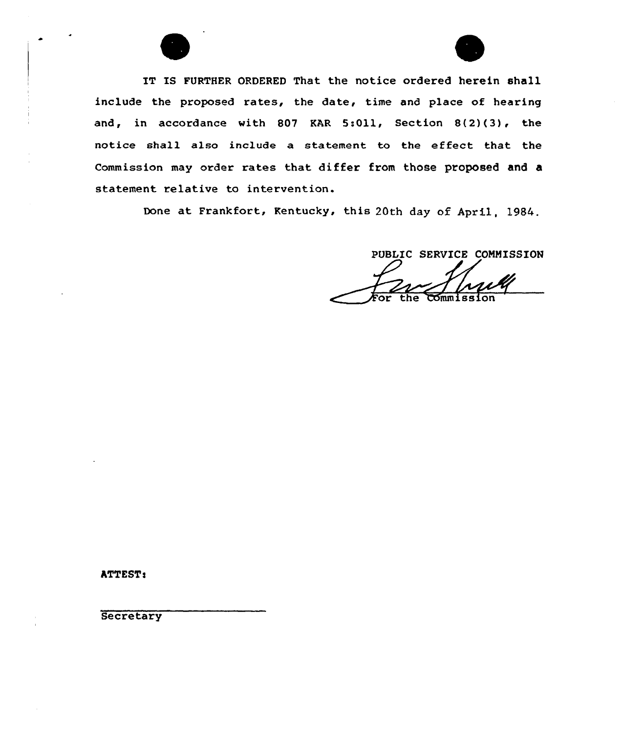IT IS FURTHER ORDERED That the notice ordered herein shall include the proposed rates, the date, time and place of hearing and, in accordance with 807 KAR 5:011, Section 8(2)(3), the notice shall also include a statement to the effect that the Commission may order rates that differ from those proposed and a statement relative to intervention.

Done at Frankfort, Kentucky, this 20th day of April, 1984.

PUBLIC SERVICE COMMISSION

For the Commission

ATTEST:

Secretary